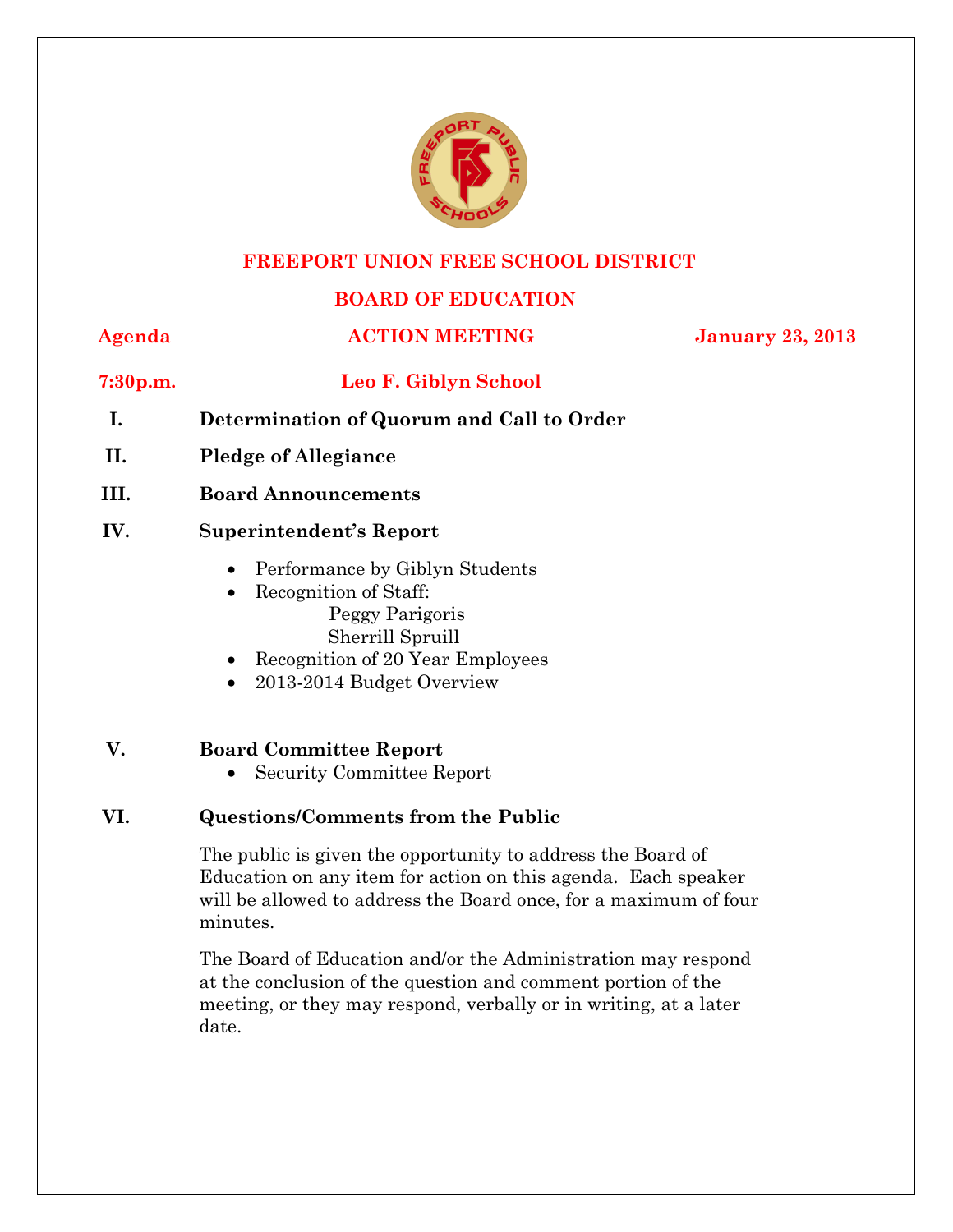# FREEPORT UNION FREE SCHOOL DISTRICT

## BOARD OF EDUCATION

**Agenda** | **ACTION MEETING** | **January 23, 2013**

**7:30p.m.** | **Leo F. Giblyn School**

**I. Determination of Quorum and Call to Order**

**II. Pledge of Allegiance**

**III. Board Announcements**

**IV. Superintendent's Report**

- Performance by Giblyn Students
- Recognition of Staff:
  - Peggy Parigoris
  - Sherrill Spruill
- Recognition of 20 Year Employees
- 2013-2014 Budget Overview

**V. Board Committee Report**

- Security Committee Report

**VI. Questions/Comments from the Public**

The public is given the opportunity to address the Board of Education on any item for action on this agenda. Each speaker will be allowed to address the Board once, for a maximum of four minutes.

The Board of Education and/or the Administration may respond at the conclusion of the question and comment portion of the meeting, or they may respond, verbally or in writing, at a later date.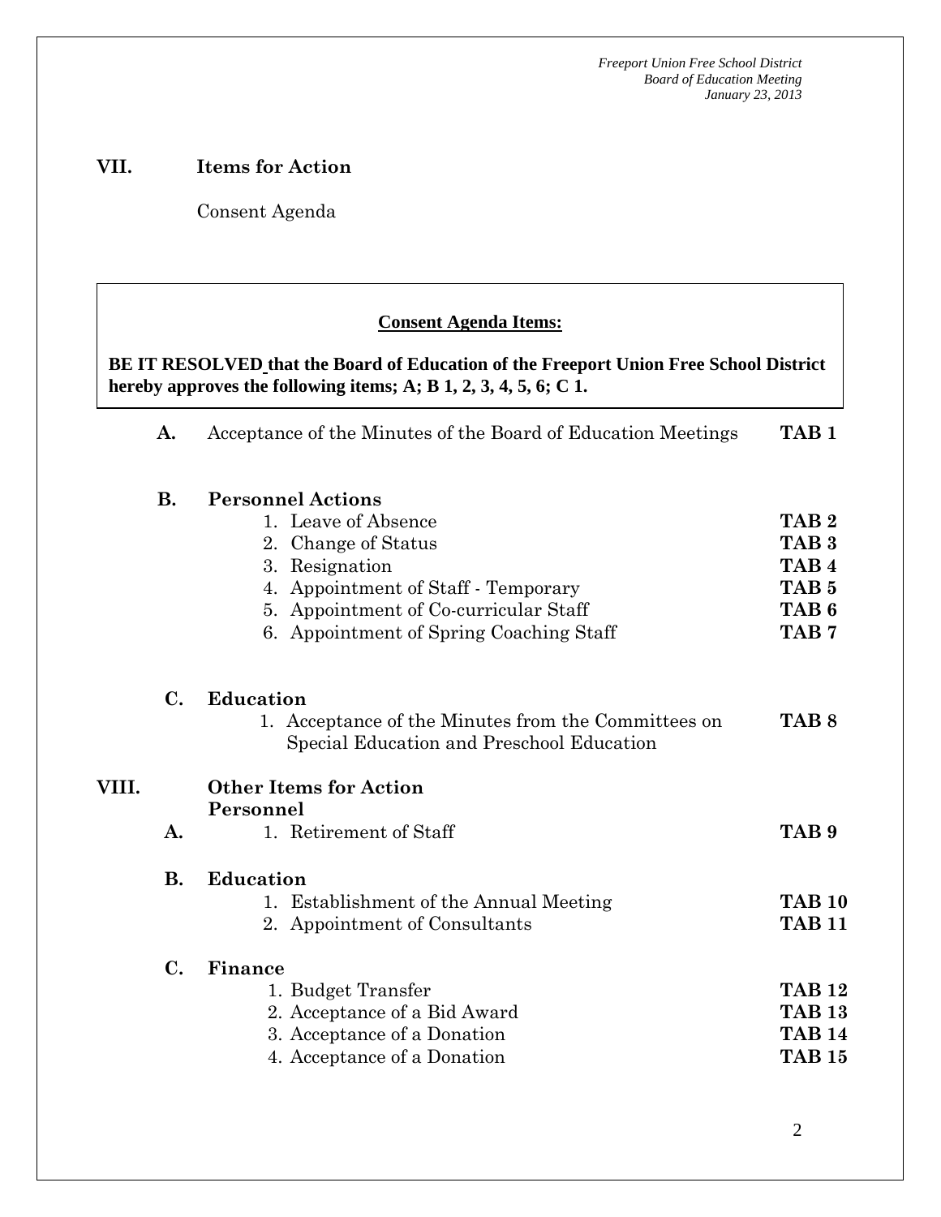## VII. Items for Action

Consent Agenda

**Consent Agenda Items:**

**BE IT RESOLVED that the Board of Education of the Freeport Union Free School District hereby approves the following items; A; B 1, 2, 3, 4, 5, 6; C 1.**

**A.** Acceptance of the Minutes of the Board of Education Meetings **TAB 1**

**B. Personnel Actions**

1. Leave of Absence **TAB 2**
2. Change of Status **TAB 3**
3. Resignation **TAB 4**
4. Appointment of Staff - Temporary **TAB 5**
5. Appointment of Co-curricular Staff **TAB 6**
6. Appointment of Spring Coaching Staff **TAB 7**

**C. Education**

1. Acceptance of the Minutes from the Committees on Special Education and Preschool Education **TAB 8**

## VIII. Other Items for Action

**Personnel**

**A.**

1. Retirement of Staff **TAB 9**

**B. Education**

1. Establishment of the Annual Meeting **TAB 10**
2. Appointment of Consultants **TAB 11**

**C. Finance**

1. Budget Transfer **TAB 12**
2. Acceptance of a Bid Award **TAB 13**
3. Acceptance of a Donation **TAB 14**
4. Acceptance of a Donation **TAB 15**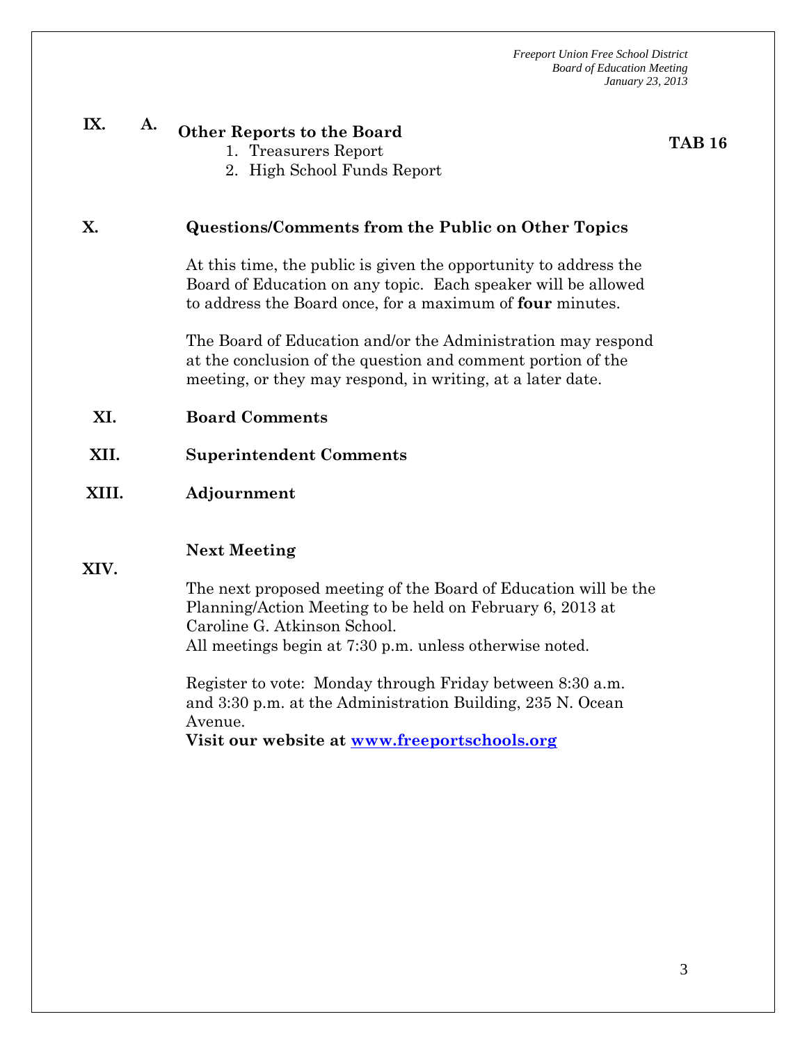## IX. A. Other Reports to the Board

1. Treasurers Report
2. High School Funds Report

**TAB 16**

## X. Questions/Comments from the Public on Other Topics

At this time, the public is given the opportunity to address the Board of Education on any topic. Each speaker will be allowed to address the Board once, for a maximum of **four** minutes.

The Board of Education and/or the Administration may respond at the conclusion of the question and comment portion of the meeting, or they may respond, in writing, at a later date.

## XI. Board Comments

## XII. Superintendent Comments

## XIII. Adjournment

## XIV. Next Meeting

The next proposed meeting of the Board of Education will be the Planning/Action Meeting to be held on February 6, 2013 at Caroline G. Atkinson School.
All meetings begin at 7:30 p.m. unless otherwise noted.

Register to vote: Monday through Friday between 8:30 a.m. and 3:30 p.m. at the Administration Building, 235 N. Ocean Avenue.
**Visit our website at [www.freeportschools.org](http://www.freeportschools.org)**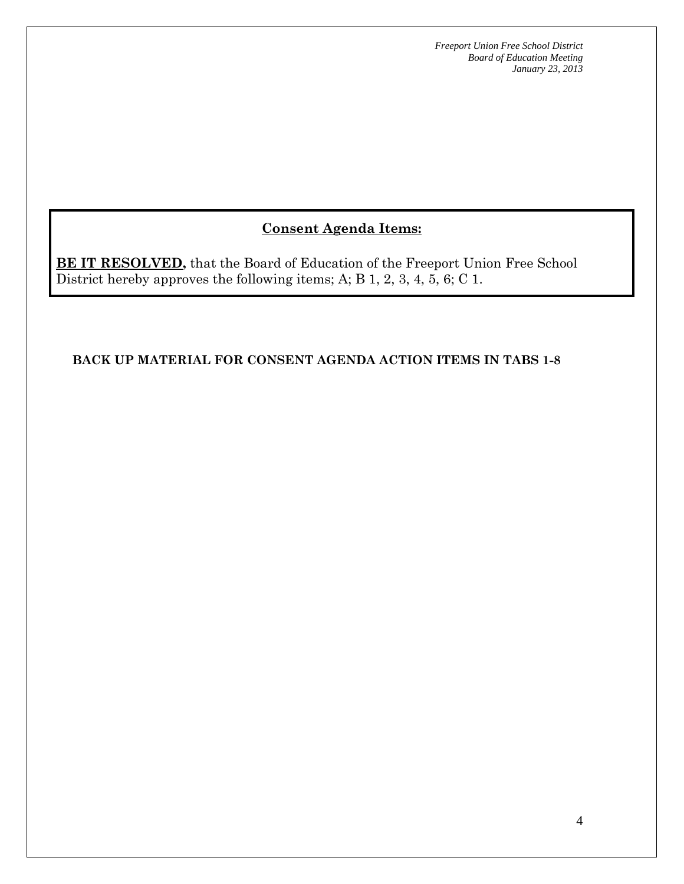## Consent Agenda Items:

**BE IT RESOLVED,** that the Board of Education of the Freeport Union Free School District hereby approves the following items; A; B 1, 2, 3, 4, 5, 6; C 1.

**BACK UP MATERIAL FOR CONSENT AGENDA ACTION ITEMS IN TABS 1-8**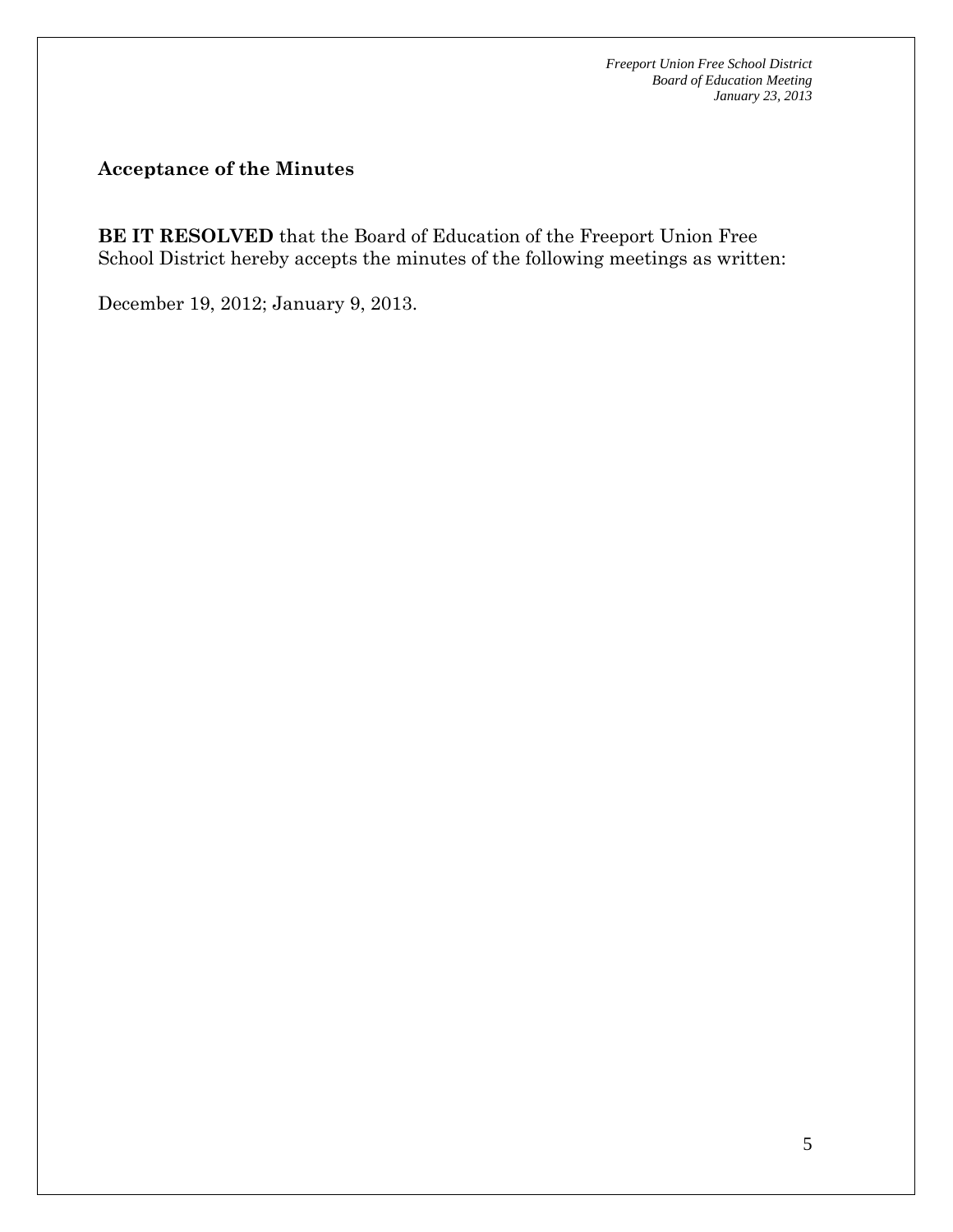## Acceptance of the Minutes

**BE IT RESOLVED** that the Board of Education of the Freeport Union Free School District hereby accepts the minutes of the following meetings as written:

December 19, 2012; January 9, 2013.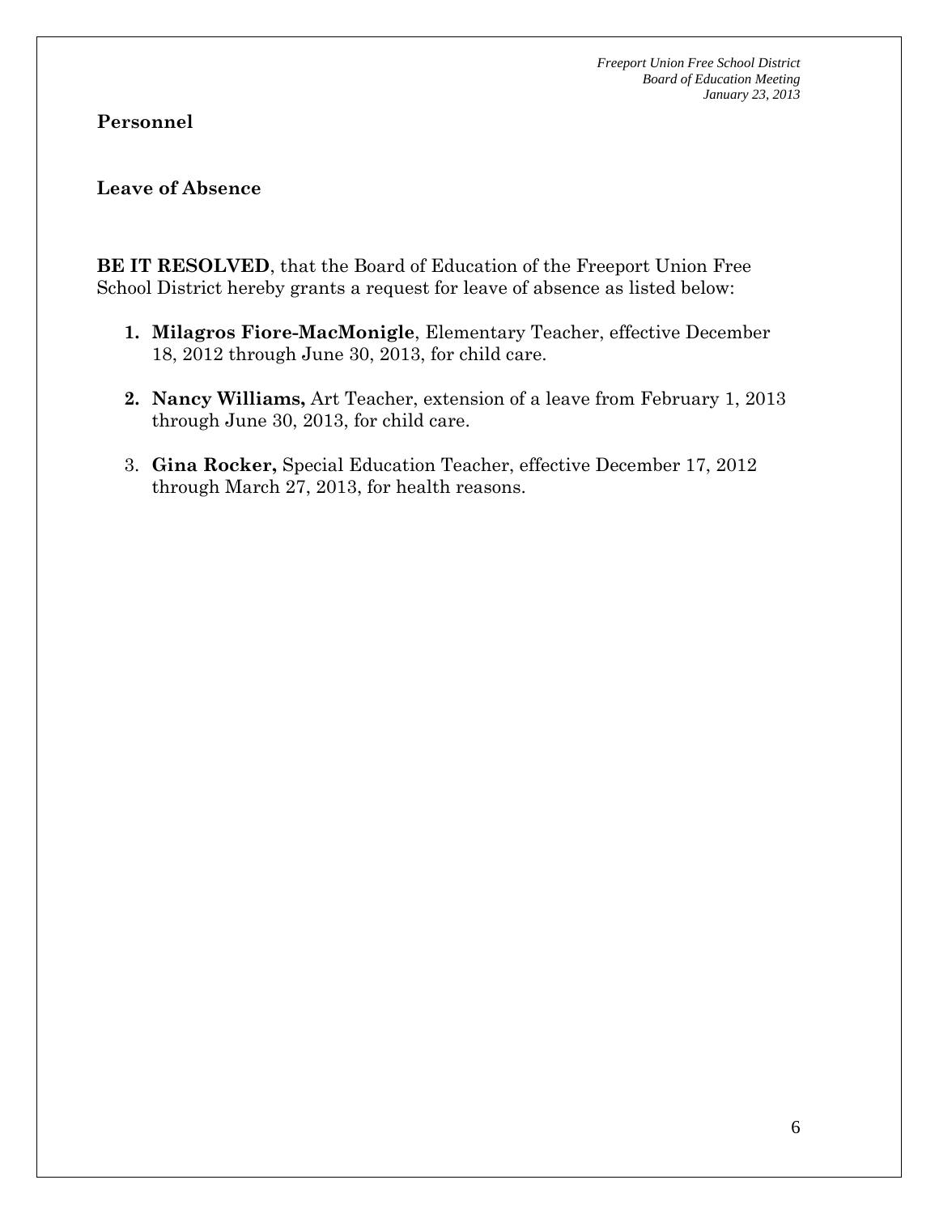## Personnel

### Leave of Absence

**BE IT RESOLVED**, that the Board of Education of the Freeport Union Free School District hereby grants a request for leave of absence as listed below:

1. **Milagros Fiore-MacMonigle**, Elementary Teacher, effective December 18, 2012 through June 30, 2013, for child care.

2. **Nancy Williams,** Art Teacher, extension of a leave from February 1, 2013 through June 30, 2013, for child care.

3. **Gina Rocker,** Special Education Teacher, effective December 17, 2012 through March 27, 2013, for health reasons.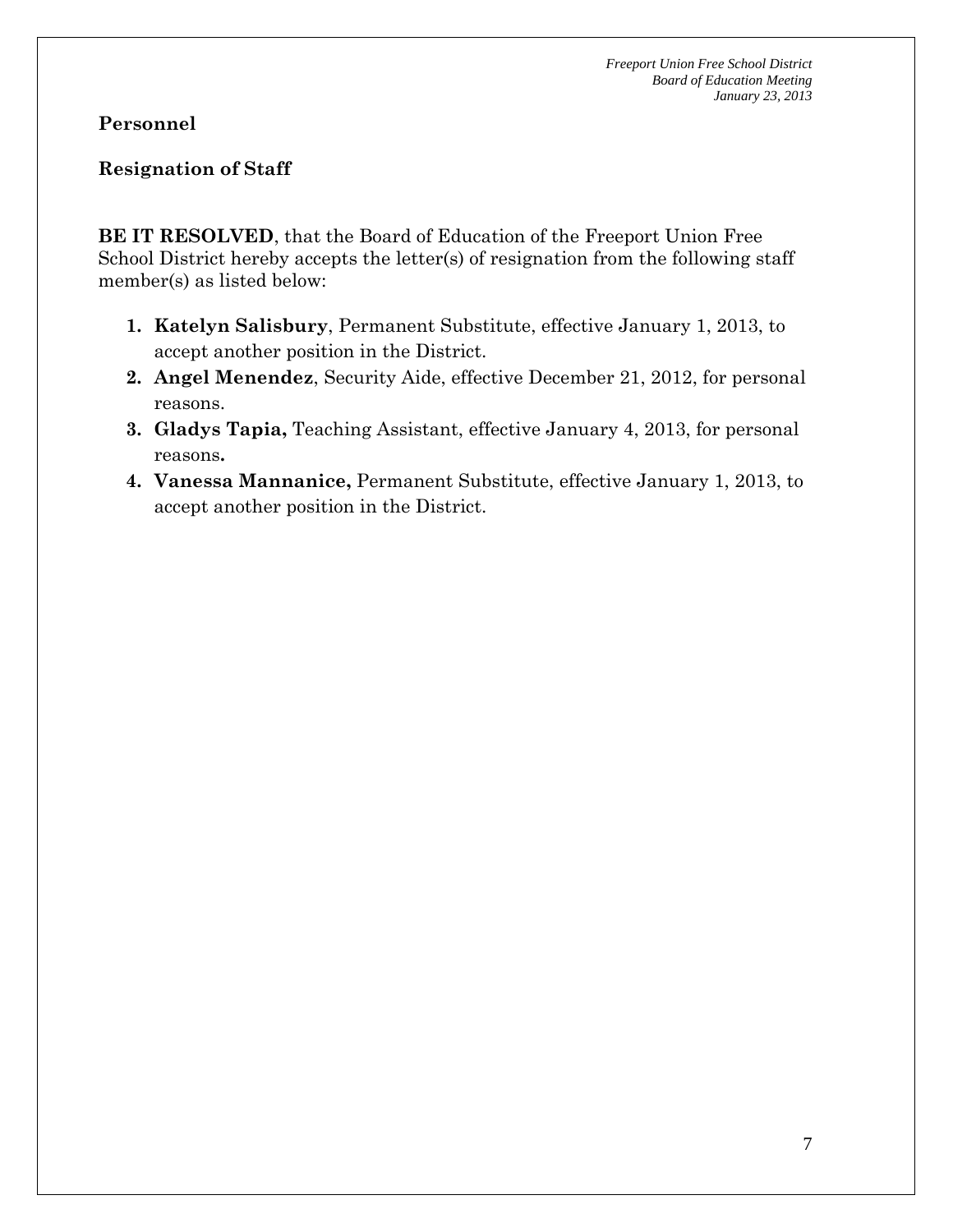## Personnel

### Resignation of Staff

**BE IT RESOLVED**, that the Board of Education of the Freeport Union Free School District hereby accepts the letter(s) of resignation from the following staff member(s) as listed below:

1. **Katelyn Salisbury**, Permanent Substitute, effective January 1, 2013, to accept another position in the District.
2. **Angel Menendez**, Security Aide, effective December 21, 2012, for personal reasons.
3. **Gladys Tapia,** Teaching Assistant, effective January 4, 2013, for personal reasons.
4. **Vanessa Mannanice,** Permanent Substitute, effective January 1, 2013, to accept another position in the District.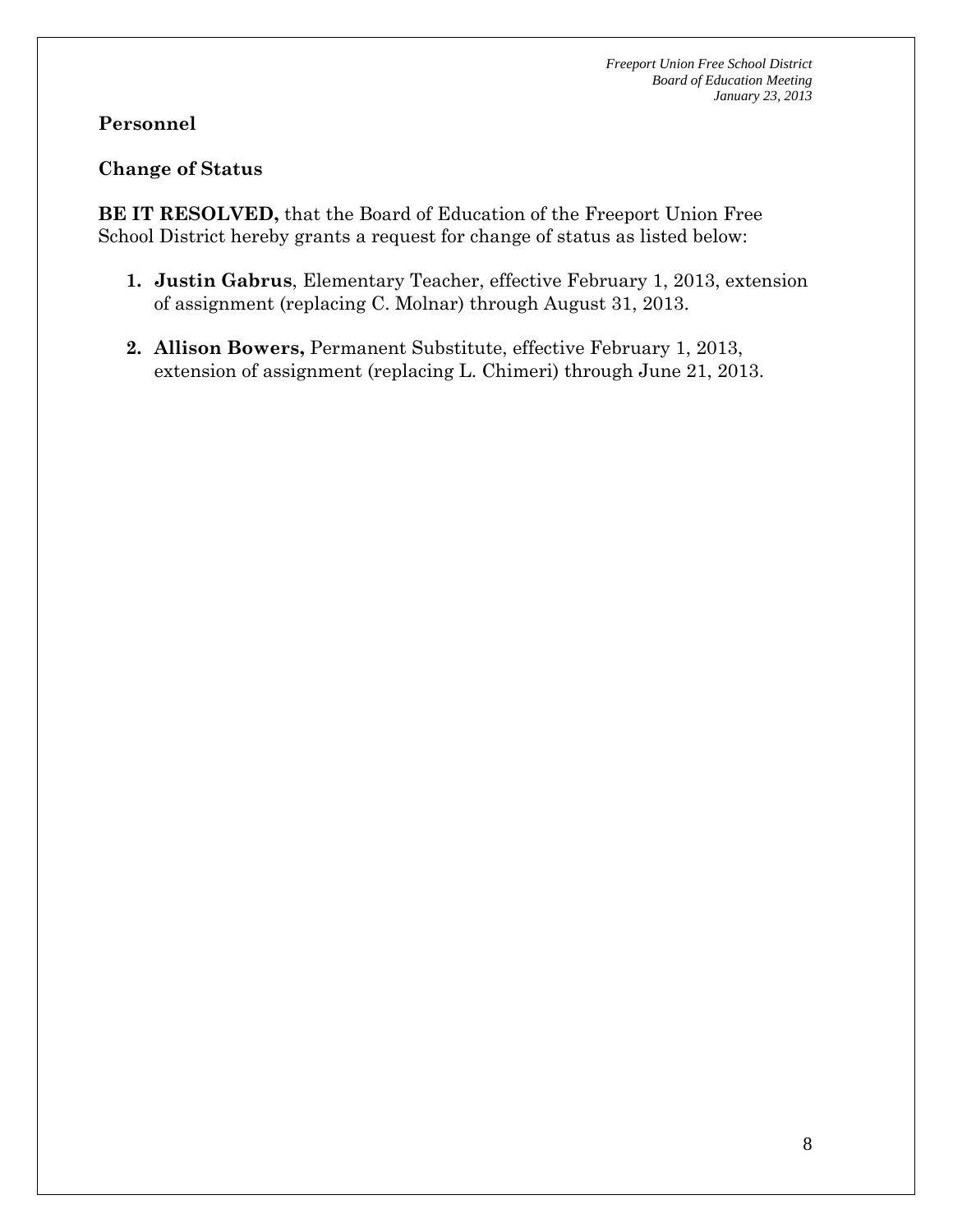## Personnel

### Change of Status

**BE IT RESOLVED,** that the Board of Education of the Freeport Union Free School District hereby grants a request for change of status as listed below:

1. **Justin Gabrus**, Elementary Teacher, effective February 1, 2013, extension of assignment (replacing C. Molnar) through August 31, 2013.
2. **Allison Bowers,** Permanent Substitute, effective February 1, 2013, extension of assignment (replacing L. Chimeri) through June 21, 2013.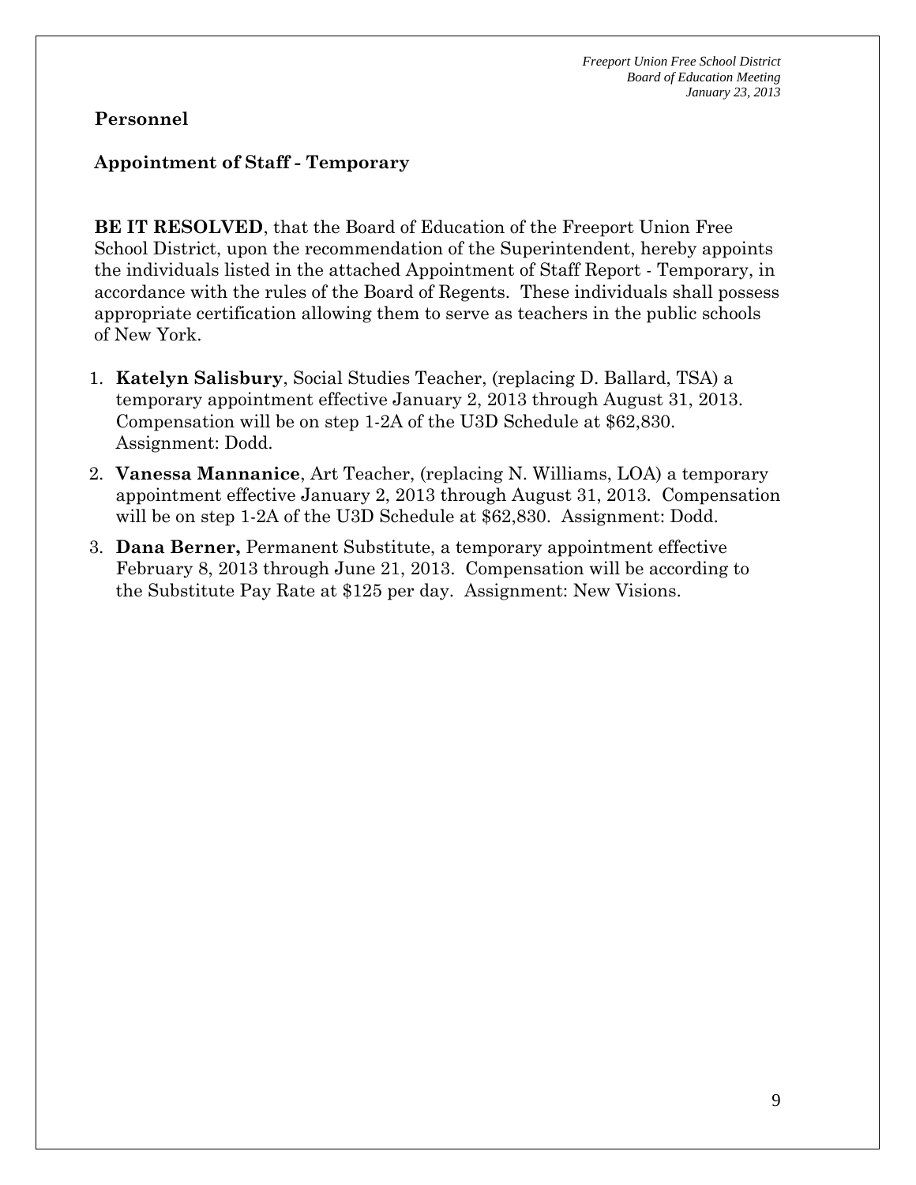**Personnel**

**Appointment of Staff - Temporary**

**BE IT RESOLVED**, that the Board of Education of the Freeport Union Free School District, upon the recommendation of the Superintendent, hereby appoints the individuals listed in the attached Appointment of Staff Report - Temporary, in accordance with the rules of the Board of Regents. These individuals shall possess appropriate certification allowing them to serve as teachers in the public schools of New York.

1. **Katelyn Salisbury**, Social Studies Teacher, (replacing D. Ballard, TSA) a temporary appointment effective January 2, 2013 through August 31, 2013. Compensation will be on step 1-2A of the U3D Schedule at $62,830. Assignment: Dodd.
2. **Vanessa Mannanice**, Art Teacher, (replacing N. Williams, LOA) a temporary appointment effective January 2, 2013 through August 31, 2013. Compensation will be on step 1-2A of the U3D Schedule at $62,830. Assignment: Dodd.
3. **Dana Berner,** Permanent Substitute, a temporary appointment effective February 8, 2013 through June 21, 2013. Compensation will be according to the Substitute Pay Rate at $125 per day. Assignment: New Visions.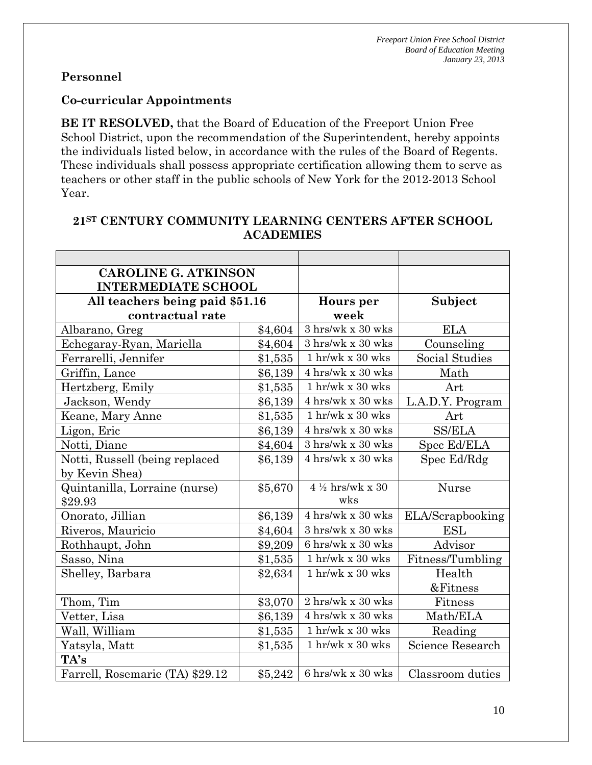**Personnel**

**Co-curricular Appointments**

**BE IT RESOLVED,** that the Board of Education of the Freeport Union Free School District, upon the recommendation of the Superintendent, hereby appoints the individuals listed below, in accordance with the rules of the Board of Regents. These individuals shall possess appropriate certification allowing them to serve as teachers or other staff in the public schools of New York for the 2012-2013 School Year.

**21ST CENTURY COMMUNITY LEARNING CENTERS AFTER SCHOOL ACADEMIES**

| | | | |
|---|---|---|---|
| **CAROLINE G. ATKINSON INTERMEDIATE SCHOOL** | | | |
| **All teachers being paid $51.16 contractual rate** | | **Hours per week** | **Subject** |
| Albarano, Greg | $4,604 | 3 hrs/wk x 30 wks | ELA |
| Echegaray-Ryan, Mariella | $4,604 | 3 hrs/wk x 30 wks | Counseling |
| Ferrarelli, Jennifer | $1,535 | 1 hr/wk x 30 wks | Social Studies |
| Griffin, Lance | $6,139 | 4 hrs/wk x 30 wks | Math |
| Hertzberg, Emily | $1,535 | 1 hr/wk x 30 wks | Art |
| Jackson, Wendy | $6,139 | 4 hrs/wk x 30 wks | L.A.D.Y. Program |
| Keane, Mary Anne | $1,535 | 1 hr/wk x 30 wks | Art |
| Ligon, Eric | $6,139 | 4 hrs/wk x 30 wks | SS/ELA |
| Notti, Diane | $4,604 | 3 hrs/wk x 30 wks | Spec Ed/ELA |
| Notti, Russell (being replaced by Kevin Shea) | $6,139 | 4 hrs/wk x 30 wks | Spec Ed/Rdg |
| Quintanilla, Lorraine (nurse) $29.93 | $5,670 | 4 ½ hrs/wk x 30 wks | Nurse |
| Onorato, Jillian | $6,139 | 4 hrs/wk x 30 wks | ELA/Scrapbooking |
| Riveros, Mauricio | $4,604 | 3 hrs/wk x 30 wks | ESL |
| Rothhaupt, John | $9,209 | 6 hrs/wk x 30 wks | Advisor |
| Sasso, Nina | $1,535 | 1 hr/wk x 30 wks | Fitness/Tumbling |
| Shelley, Barbara | $2,634 | 1 hr/wk x 30 wks | Health &Fitness |
| Thom, Tim | $3,070 | 2 hrs/wk x 30 wks | Fitness |
| Vetter, Lisa | $6,139 | 4 hrs/wk x 30 wks | Math/ELA |
| Wall, William | $1,535 | 1 hr/wk x 30 wks | Reading |
| Yatsyla, Matt | $1,535 | 1 hr/wk x 30 wks | Science Research |
| **TA's** | | | |
| Farrell, Rosemarie (TA) $29.12 | $5,242 | 6 hrs/wk x 30 wks | Classroom duties |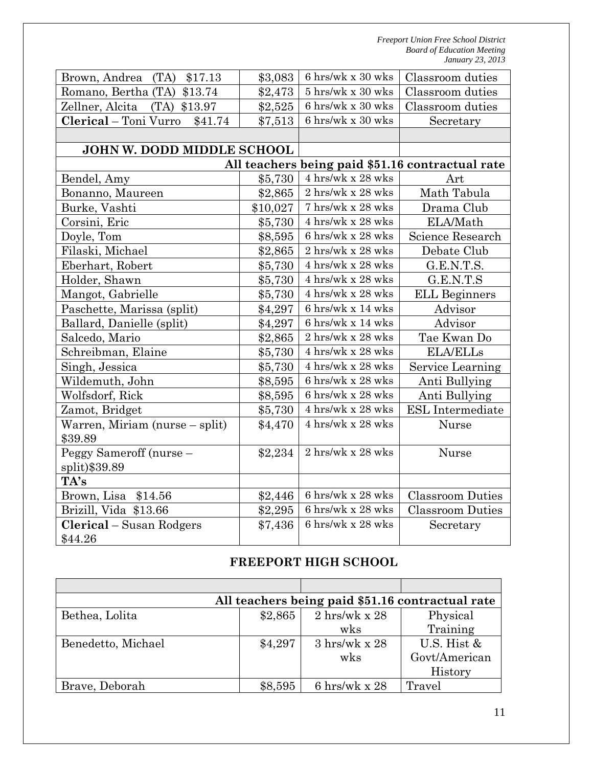| | | | |
|---|---|---|---|
| Brown, Andrea (TA) $17.13 | $3,083 | 6 hrs/wk x 30 wks | Classroom duties |
| Romano, Bertha (TA) $13.74 | $2,473 | 5 hrs/wk x 30 wks | Classroom duties |
| Zellner, Alcita (TA) $13.97 | $2,525 | 6 hrs/wk x 30 wks | Classroom duties |
| **Clerical** – Toni Vurro $41.74 | $7,513 | 6 hrs/wk x 30 wks | Secretary |
| | | | |
| **JOHN W. DODD MIDDLE SCHOOL** | | | |
| **All teachers being paid $51.16 contractual rate** | | | |
| Bendel, Amy | $5,730 | 4 hrs/wk x 28 wks | Art |
| Bonanno, Maureen | $2,865 | 2 hrs/wk x 28 wks | Math Tabula |
| Burke, Vashti | $10,027 | 7 hrs/wk x 28 wks | Drama Club |
| Corsini, Eric | $5,730 | 4 hrs/wk x 28 wks | ELA/Math |
| Doyle, Tom | $8,595 | 6 hrs/wk x 28 wks | Science Research |
| Filaski, Michael | $2,865 | 2 hrs/wk x 28 wks | Debate Club |
| Eberhart, Robert | $5,730 | 4 hrs/wk x 28 wks | G.E.N.T.S. |
| Holder, Shawn | $5,730 | 4 hrs/wk x 28 wks | G.E.N.T.S |
| Mangot, Gabrielle | $5,730 | 4 hrs/wk x 28 wks | ELL Beginners |
| Paschette, Marissa (split) | $4,297 | 6 hrs/wk x 14 wks | Advisor |
| Ballard, Danielle (split) | $4,297 | 6 hrs/wk x 14 wks | Advisor |
| Salcedo, Mario | $2,865 | 2 hrs/wk x 28 wks | Tae Kwan Do |
| Schreibman, Elaine | $5,730 | 4 hrs/wk x 28 wks | ELA/ELLs |
| Singh, Jessica | $5,730 | 4 hrs/wk x 28 wks | Service Learning |
| Wildemuth, John | $8,595 | 6 hrs/wk x 28 wks | Anti Bullying |
| Wolfsdorf, Rick | $8,595 | 6 hrs/wk x 28 wks | Anti Bullying |
| Zamot, Bridget | $5,730 | 4 hrs/wk x 28 wks | ESL Intermediate |
| Warren, Miriam (nurse – split) $39.89 | $4,470 | 4 hrs/wk x 28 wks | Nurse |
| Peggy Sameroff (nurse – split)$39.89 | $2,234 | 2 hrs/wk x 28 wks | Nurse |
| **TA's** | | | |
| Brown, Lisa $14.56 | $2,446 | 6 hrs/wk x 28 wks | Classroom Duties |
| Brizill, Vida $13.66 | $2,295 | 6 hrs/wk x 28 wks | Classroom Duties |
| **Clerical** – Susan Rodgers $44.26 | $7,436 | 6 hrs/wk x 28 wks | Secretary |

## FREEPORT HIGH SCHOOL

| | | | |
|---|---|---|---|
| | | | |
| **All teachers being paid $51.16 contractual rate** | | | |
| Bethea, Lolita | $2,865 | 2 hrs/wk x 28 wks | Physical Training |
| Benedetto, Michael | $4,297 | 3 hrs/wk x 28 wks | U.S. Hist & Govt/American History |
| Brave, Deborah | $8,595 | 6 hrs/wk x 28 | Travel |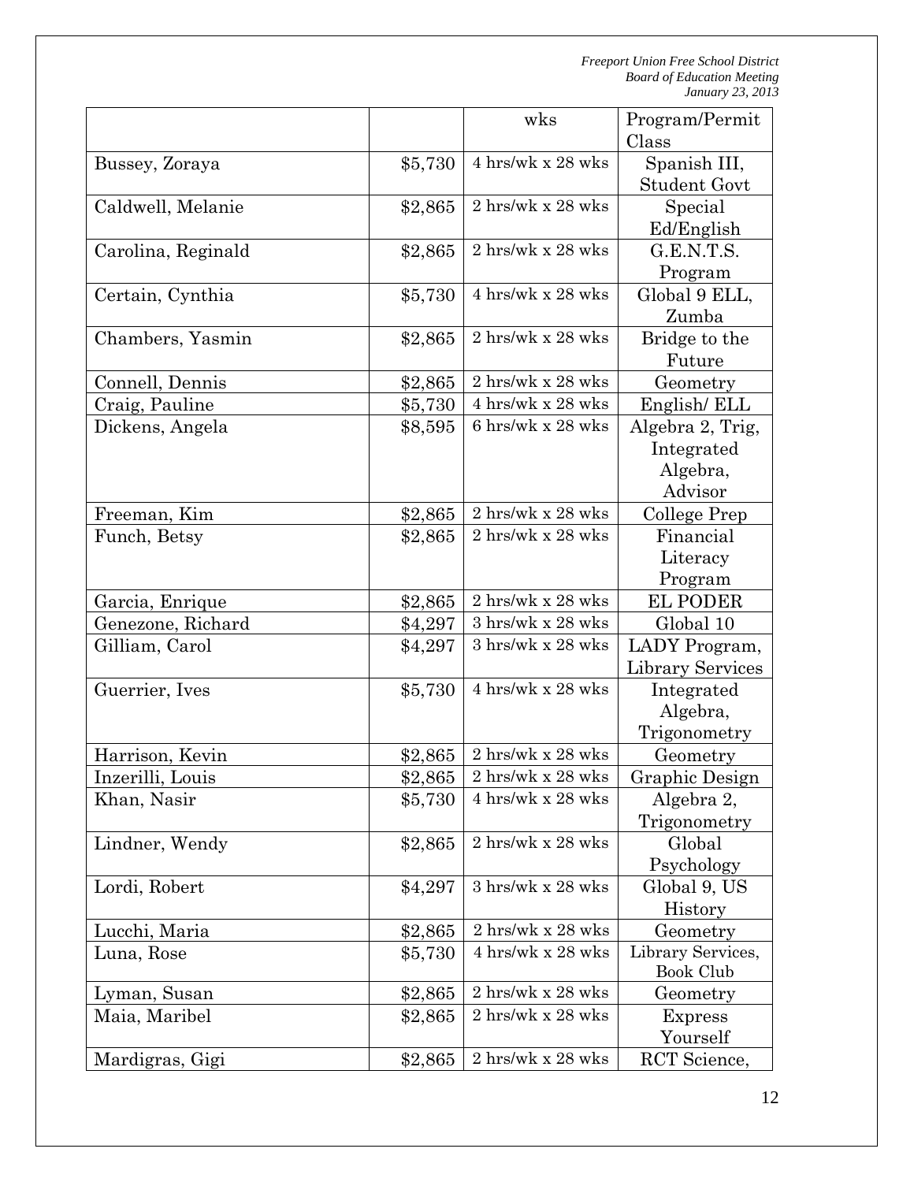| | | wks | Program/Permit Class |
|---|---|---|---|
| Bussey, Zoraya | $5,730 | 4 hrs/wk x 28 wks | Spanish III, Student Govt |
| Caldwell, Melanie | $2,865 | 2 hrs/wk x 28 wks | Special Ed/English |
| Carolina, Reginald | $2,865 | 2 hrs/wk x 28 wks | G.E.N.T.S. Program |
| Certain, Cynthia | $5,730 | 4 hrs/wk x 28 wks | Global 9 ELL, Zumba |
| Chambers, Yasmin | $2,865 | 2 hrs/wk x 28 wks | Bridge to the Future |
| Connell, Dennis | $2,865 | 2 hrs/wk x 28 wks | Geometry |
| Craig, Pauline | $5,730 | 4 hrs/wk x 28 wks | English/ ELL |
| Dickens, Angela | $8,595 | 6 hrs/wk x 28 wks | Algebra 2, Trig, Integrated Algebra, Advisor |
| Freeman, Kim | $2,865 | 2 hrs/wk x 28 wks | College Prep |
| Funch, Betsy | $2,865 | 2 hrs/wk x 28 wks | Financial Literacy Program |
| Garcia, Enrique | $2,865 | 2 hrs/wk x 28 wks | EL PODER |
| Genezone, Richard | $4,297 | 3 hrs/wk x 28 wks | Global 10 |
| Gilliam, Carol | $4,297 | 3 hrs/wk x 28 wks | LADY Program, Library Services |
| Guerrier, Ives | $5,730 | 4 hrs/wk x 28 wks | Integrated Algebra, Trigonometry |
| Harrison, Kevin | $2,865 | 2 hrs/wk x 28 wks | Geometry |
| Inzerilli, Louis | $2,865 | 2 hrs/wk x 28 wks | Graphic Design |
| Khan, Nasir | $5,730 | 4 hrs/wk x 28 wks | Algebra 2, Trigonometry |
| Lindner, Wendy | $2,865 | 2 hrs/wk x 28 wks | Global Psychology |
| Lordi, Robert | $4,297 | 3 hrs/wk x 28 wks | Global 9, US History |
| Lucchi, Maria | $2,865 | 2 hrs/wk x 28 wks | Geometry |
| Luna, Rose | $5,730 | 4 hrs/wk x 28 wks | Library Services, Book Club |
| Lyman, Susan | $2,865 | 2 hrs/wk x 28 wks | Geometry |
| Maia, Maribel | $2,865 | 2 hrs/wk x 28 wks | Express Yourself |
| Mardigras, Gigi | $2,865 | 2 hrs/wk x 28 wks | RCT Science, |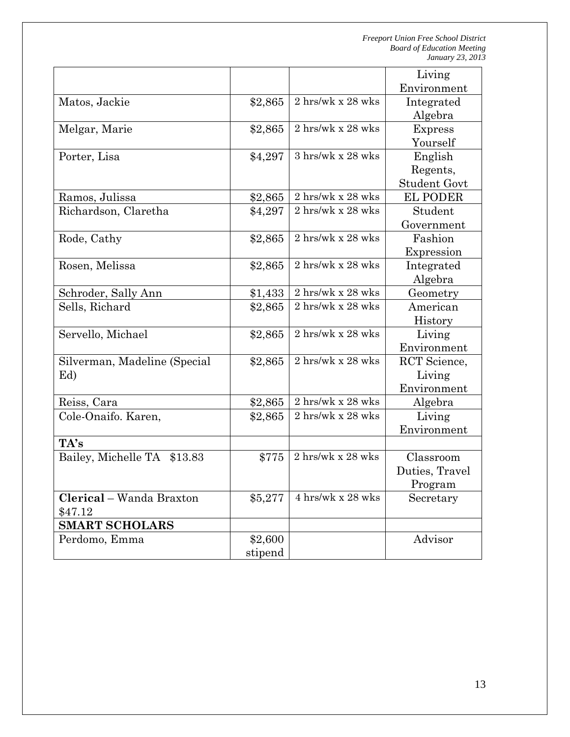| | | | |
|---|---|---|---|
| | | | Living Environment |
| Matos, Jackie | $2,865 | 2 hrs/wk x 28 wks | Integrated Algebra |
| Melgar, Marie | $2,865 | 2 hrs/wk x 28 wks | Express Yourself |
| Porter, Lisa | $4,297 | 3 hrs/wk x 28 wks | English Regents, Student Govt |
| Ramos, Julissa | $2,865 | 2 hrs/wk x 28 wks | EL PODER |
| Richardson, Claretha | $4,297 | 2 hrs/wk x 28 wks | Student Government |
| Rode, Cathy | $2,865 | 2 hrs/wk x 28 wks | Fashion Expression |
| Rosen, Melissa | $2,865 | 2 hrs/wk x 28 wks | Integrated Algebra |
| Schroder, Sally Ann | $1,433 | 2 hrs/wk x 28 wks | Geometry |
| Sells, Richard | $2,865 | 2 hrs/wk x 28 wks | American History |
| Servello, Michael | $2,865 | 2 hrs/wk x 28 wks | Living Environment |
| Silverman, Madeline (Special Ed) | $2,865 | 2 hrs/wk x 28 wks | RCT Science, Living Environment |
| Reiss, Cara | $2,865 | 2 hrs/wk x 28 wks | Algebra |
| Cole-Onaifo. Karen, | $2,865 | 2 hrs/wk x 28 wks | Living Environment |
| **TA's** | | | |
| Bailey, Michelle TA $13.83 | $775 | 2 hrs/wk x 28 wks | Classroom Duties, Travel Program |
| **Clerical** – Wanda Braxton $47.12 | $5,277 | 4 hrs/wk x 28 wks | Secretary |
| **SMART SCHOLARS** | | | |
| Perdomo, Emma | $2,600 stipend | | Advisor |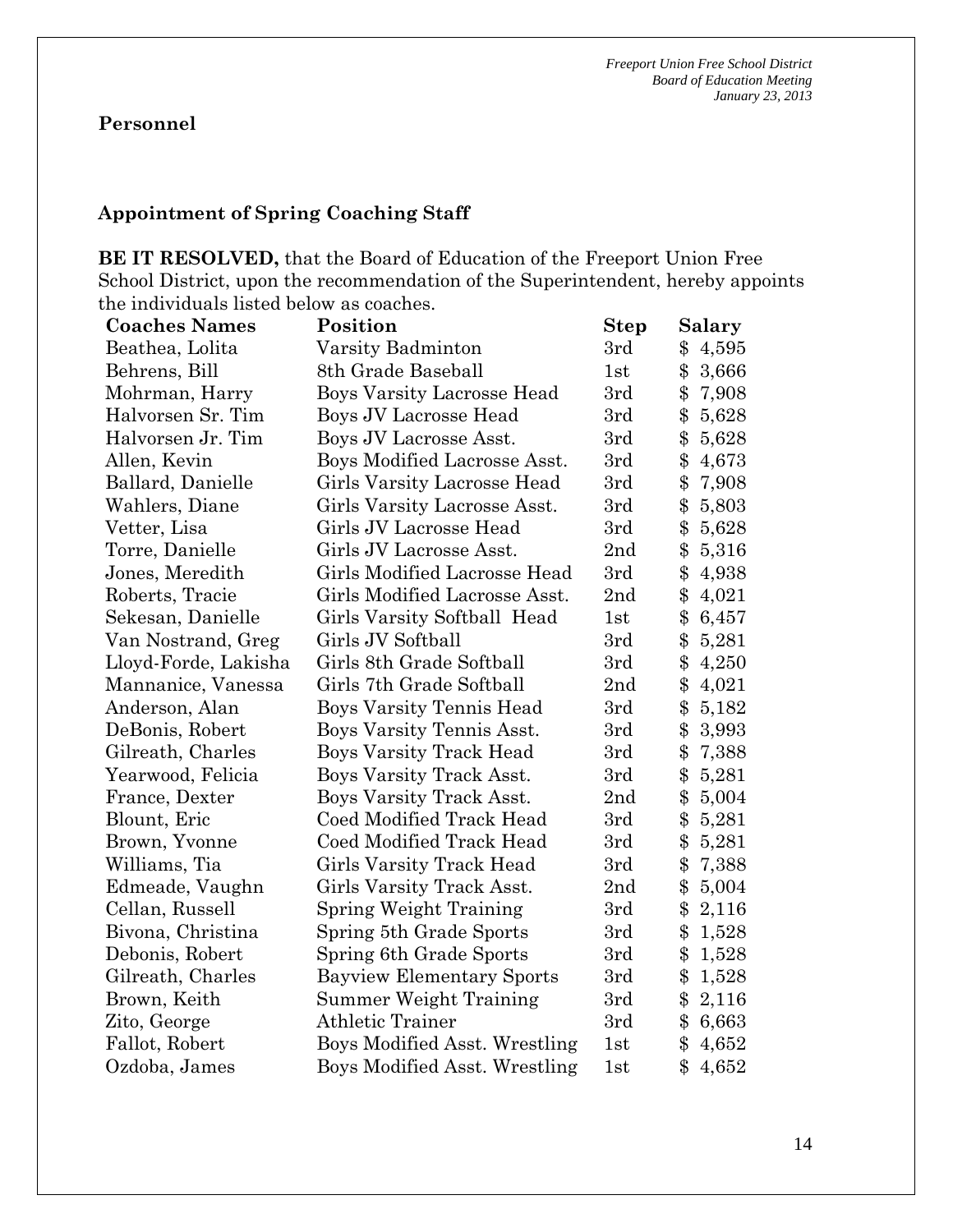## Personnel

### Appointment of Spring Coaching Staff

**BE IT RESOLVED,** that the Board of Education of the Freeport Union Free School District, upon the recommendation of the Superintendent, hereby appoints the individuals listed below as coaches.

| Coaches Names | Position | Step | Salary |
|---|---|---|---|
| Beathea, Lolita | Varsity Badminton | 3rd | $ 4,595 |
| Behrens, Bill | 8th Grade Baseball | 1st | $ 3,666 |
| Mohrman, Harry | Boys Varsity Lacrosse Head | 3rd | $ 7,908 |
| Halvorsen Sr. Tim | Boys JV Lacrosse Head | 3rd | $ 5,628 |
| Halvorsen Jr. Tim | Boys JV Lacrosse Asst. | 3rd | $ 5,628 |
| Allen, Kevin | Boys Modified Lacrosse Asst. | 3rd | $ 4,673 |
| Ballard, Danielle | Girls Varsity Lacrosse Head | 3rd | $ 7,908 |
| Wahlers, Diane | Girls Varsity Lacrosse Asst. | 3rd | $ 5,803 |
| Vetter, Lisa | Girls JV Lacrosse Head | 3rd | $ 5,628 |
| Torre, Danielle | Girls JV Lacrosse Asst. | 2nd | $ 5,316 |
| Jones, Meredith | Girls Modified Lacrosse Head | 3rd | $ 4,938 |
| Roberts, Tracie | Girls Modified Lacrosse Asst. | 2nd | $ 4,021 |
| Sekesan, Danielle | Girls Varsity Softball Head | 1st | $ 6,457 |
| Van Nostrand, Greg | Girls JV Softball | 3rd | $ 5,281 |
| Lloyd-Forde, Lakisha | Girls 8th Grade Softball | 3rd | $ 4,250 |
| Mannanice, Vanessa | Girls 7th Grade Softball | 2nd | $ 4,021 |
| Anderson, Alan | Boys Varsity Tennis Head | 3rd | $ 5,182 |
| DeBonis, Robert | Boys Varsity Tennis Asst. | 3rd | $ 3,993 |
| Gilreath, Charles | Boys Varsity Track Head | 3rd | $ 7,388 |
| Yearwood, Felicia | Boys Varsity Track Asst. | 3rd | $ 5,281 |
| France, Dexter | Boys Varsity Track Asst. | 2nd | $ 5,004 |
| Blount, Eric | Coed Modified Track Head | 3rd | $ 5,281 |
| Brown, Yvonne | Coed Modified Track Head | 3rd | $ 5,281 |
| Williams, Tia | Girls Varsity Track Head | 3rd | $ 7,388 |
| Edmeade, Vaughn | Girls Varsity Track Asst. | 2nd | $ 5,004 |
| Cellan, Russell | Spring Weight Training | 3rd | $ 2,116 |
| Bivona, Christina | Spring 5th Grade Sports | 3rd | $ 1,528 |
| Debonis, Robert | Spring 6th Grade Sports | 3rd | $ 1,528 |
| Gilreath, Charles | Bayview Elementary Sports | 3rd | $ 1,528 |
| Brown, Keith | Summer Weight Training | 3rd | $ 2,116 |
| Zito, George | Athletic Trainer | 3rd | $ 6,663 |
| Fallot, Robert | Boys Modified Asst. Wrestling | 1st | $ 4,652 |
| Ozdoba, James | Boys Modified Asst. Wrestling | 1st | $ 4,652 |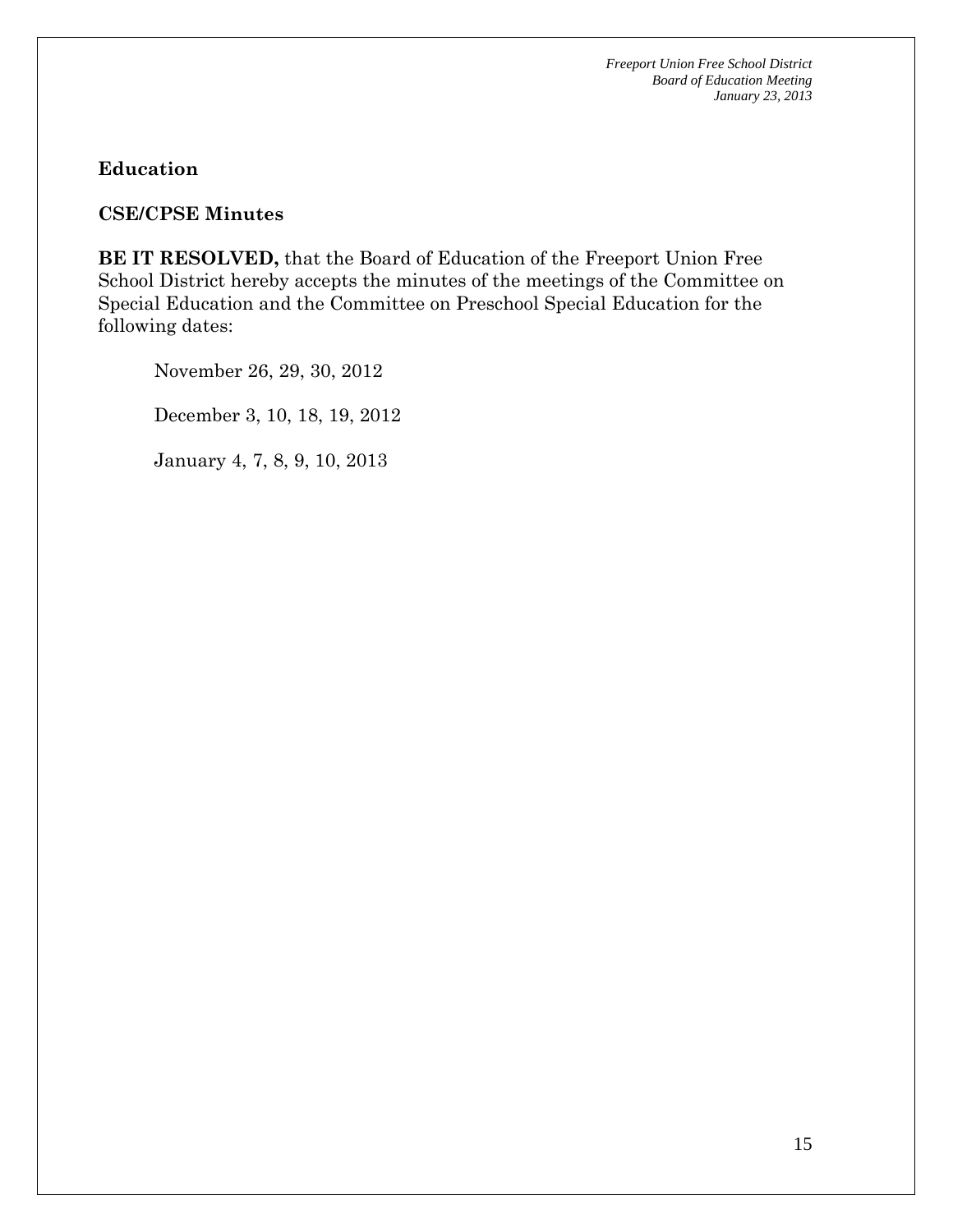**Education**

**CSE/CPSE Minutes**

**BE IT RESOLVED,** that the Board of Education of the Freeport Union Free School District hereby accepts the minutes of the meetings of the Committee on Special Education and the Committee on Preschool Special Education for the following dates:

November 26, 29, 30, 2012

December 3, 10, 18, 19, 2012

January 4, 7, 8, 9, 10, 2013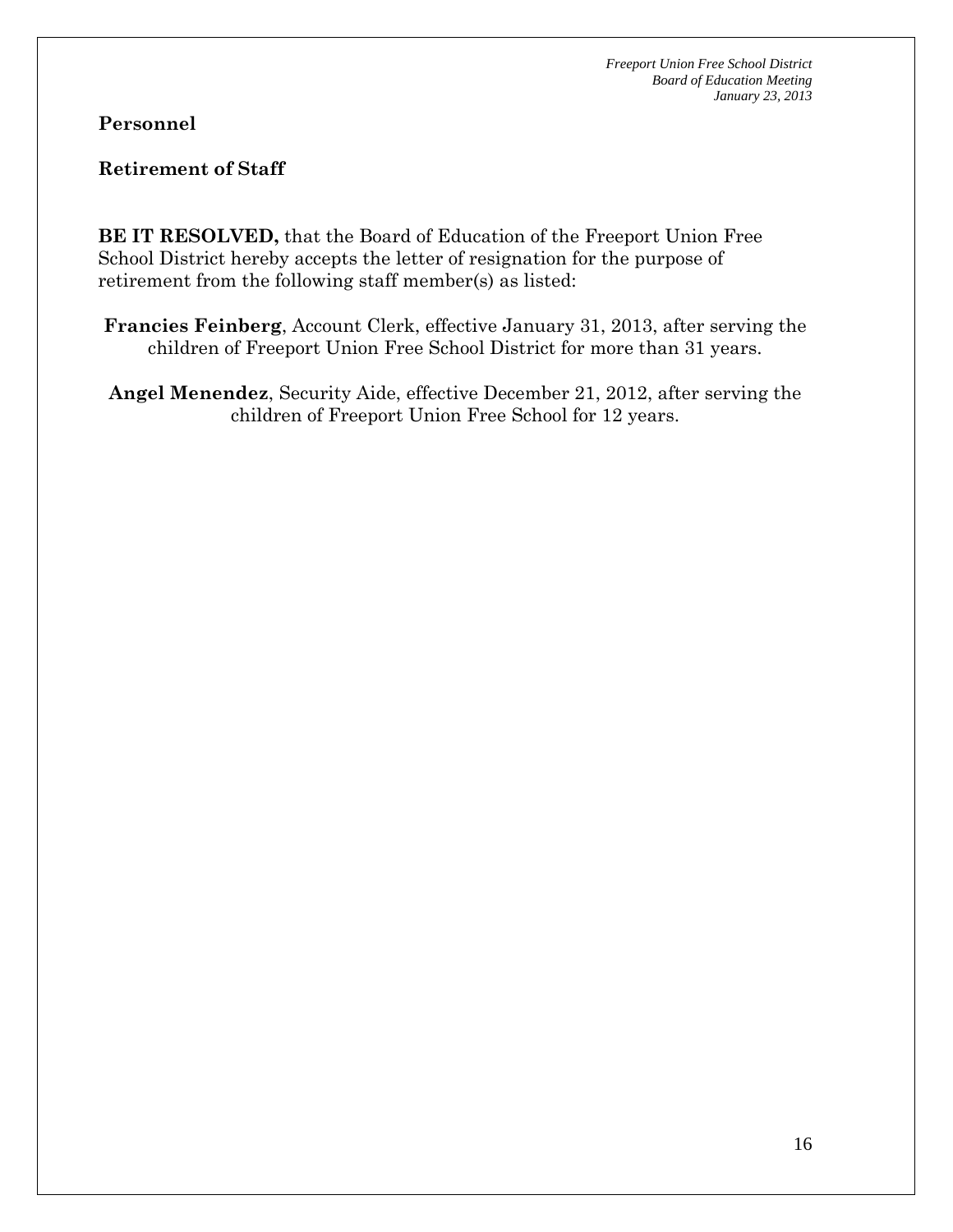**Personnel**

**Retirement of Staff**

**BE IT RESOLVED,** that the Board of Education of the Freeport Union Free School District hereby accepts the letter of resignation for the purpose of retirement from the following staff member(s) as listed:

**Francies Feinberg**, Account Clerk, effective January 31, 2013, after serving the children of Freeport Union Free School District for more than 31 years.

**Angel Menendez**, Security Aide, effective December 21, 2012, after serving the children of Freeport Union Free School for 12 years.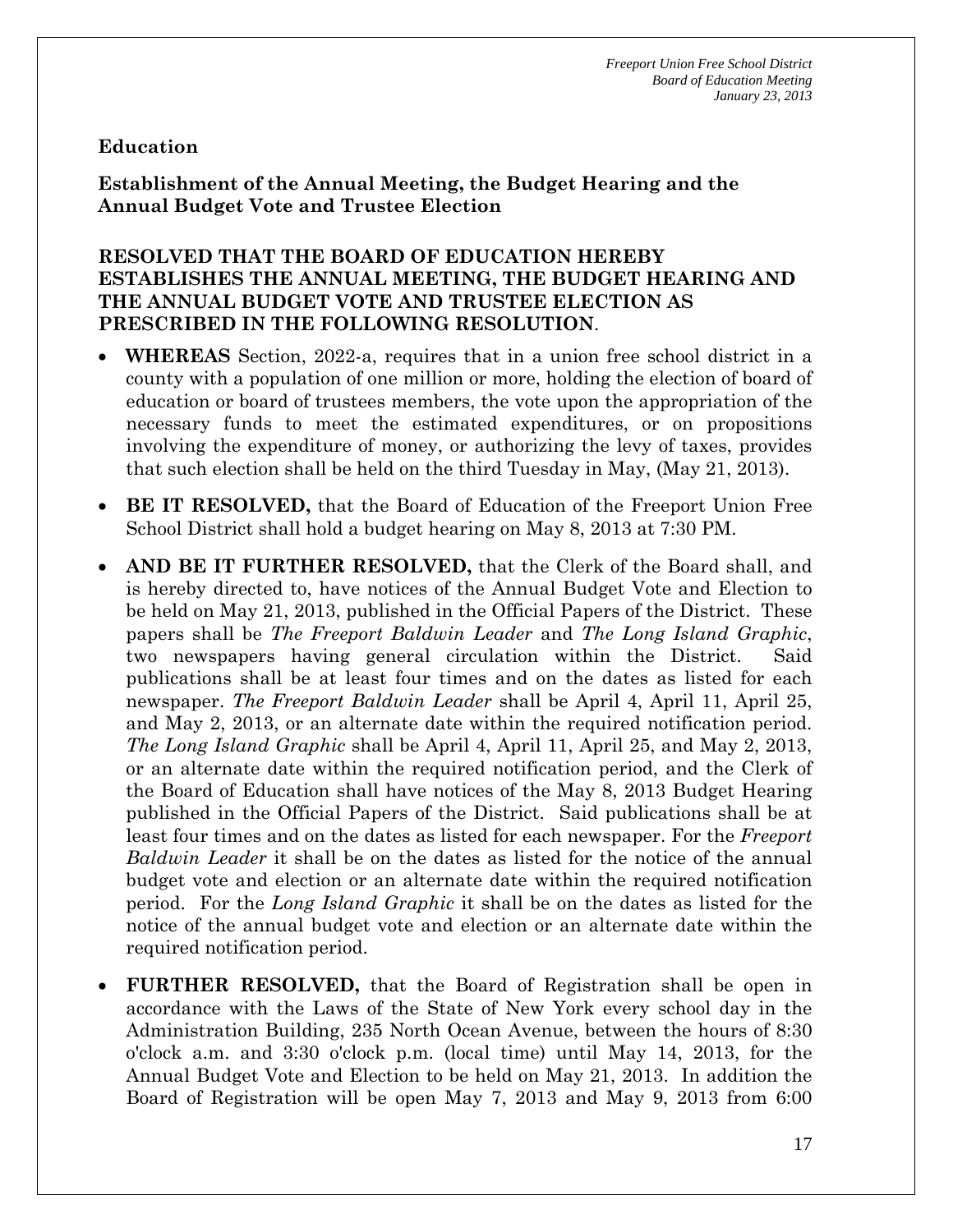**Education**

**Establishment of the Annual Meeting, the Budget Hearing and the Annual Budget Vote and Trustee Election**

**RESOLVED THAT THE BOARD OF EDUCATION HEREBY ESTABLISHES THE ANNUAL MEETING, THE BUDGET HEARING AND THE ANNUAL BUDGET VOTE AND TRUSTEE ELECTION AS PRESCRIBED IN THE FOLLOWING RESOLUTION**.

- **WHEREAS** Section, 2022-a, requires that in a union free school district in a county with a population of one million or more, holding the election of board of education or board of trustees members, the vote upon the appropriation of the necessary funds to meet the estimated expenditures, or on propositions involving the expenditure of money, or authorizing the levy of taxes, provides that such election shall be held on the third Tuesday in May, (May 21, 2013).
- **BE IT RESOLVED,** that the Board of Education of the Freeport Union Free School District shall hold a budget hearing on May 8, 2013 at 7:30 PM.
- **AND BE IT FURTHER RESOLVED,** that the Clerk of the Board shall, and is hereby directed to, have notices of the Annual Budget Vote and Election to be held on May 21, 2013, published in the Official Papers of the District. These papers shall be *The Freeport Baldwin Leader* and *The Long Island Graphic*, two newspapers having general circulation within the District. Said publications shall be at least four times and on the dates as listed for each newspaper. *The Freeport Baldwin Leader* shall be April 4, April 11, April 25, and May 2, 2013, or an alternate date within the required notification period. *The Long Island Graphic* shall be April 4, April 11, April 25, and May 2, 2013, or an alternate date within the required notification period, and the Clerk of the Board of Education shall have notices of the May 8, 2013 Budget Hearing published in the Official Papers of the District. Said publications shall be at least four times and on the dates as listed for each newspaper. For the *Freeport Baldwin Leader* it shall be on the dates as listed for the notice of the annual budget vote and election or an alternate date within the required notification period. For the *Long Island Graphic* it shall be on the dates as listed for the notice of the annual budget vote and election or an alternate date within the required notification period.
- **FURTHER RESOLVED,** that the Board of Registration shall be open in accordance with the Laws of the State of New York every school day in the Administration Building, 235 North Ocean Avenue, between the hours of 8:30 o'clock a.m. and 3:30 o'clock p.m. (local time) until May 14, 2013, for the Annual Budget Vote and Election to be held on May 21, 2013. In addition the Board of Registration will be open May 7, 2013 and May 9, 2013 from 6:00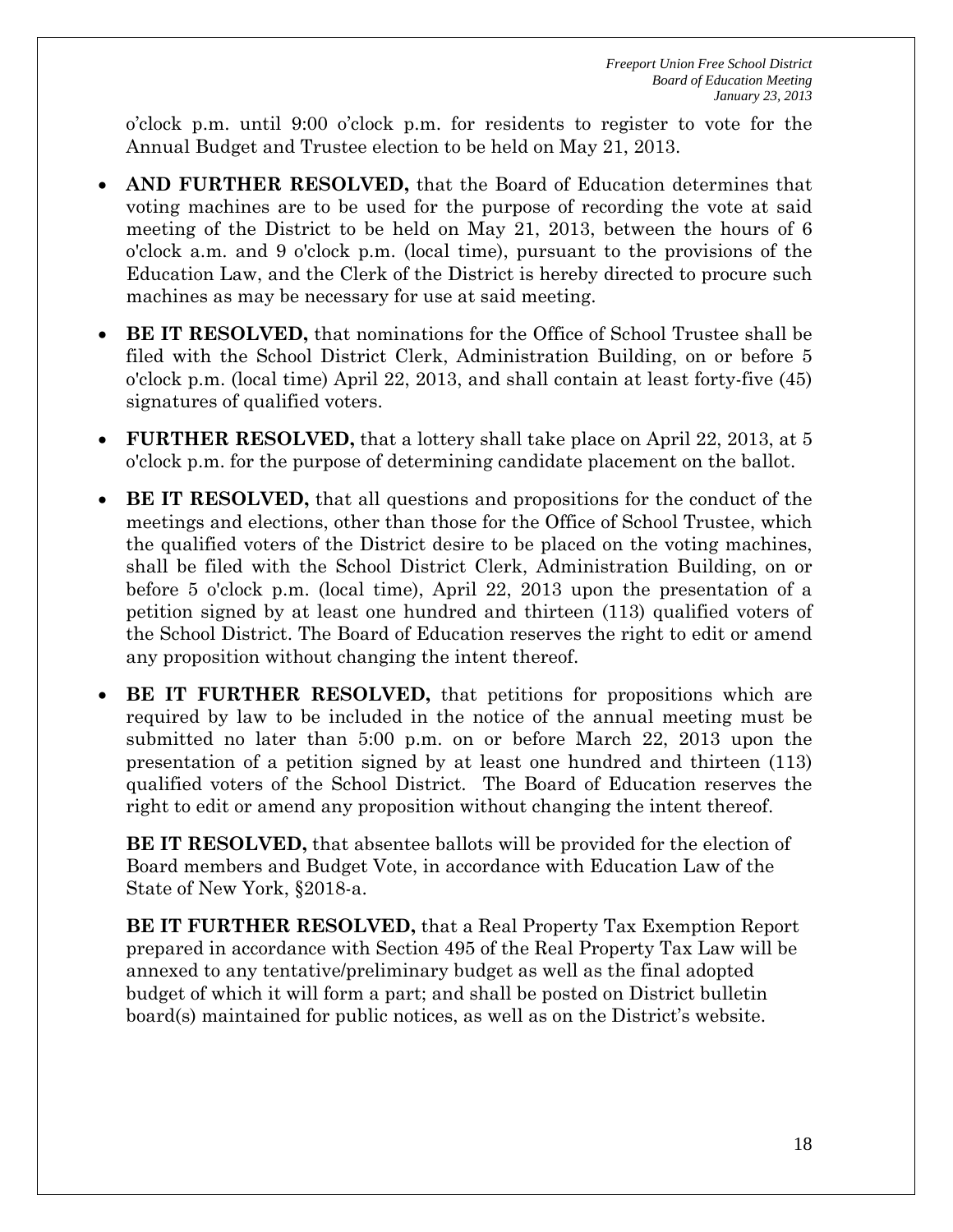o'clock p.m. until 9:00 o'clock p.m. for residents to register to vote for the Annual Budget and Trustee election to be held on May 21, 2013.

- **AND FURTHER RESOLVED,** that the Board of Education determines that voting machines are to be used for the purpose of recording the vote at said meeting of the District to be held on May 21, 2013, between the hours of 6 o'clock a.m. and 9 o'clock p.m. (local time), pursuant to the provisions of the Education Law, and the Clerk of the District is hereby directed to procure such machines as may be necessary for use at said meeting.
- **BE IT RESOLVED,** that nominations for the Office of School Trustee shall be filed with the School District Clerk, Administration Building, on or before 5 o'clock p.m. (local time) April 22, 2013, and shall contain at least forty-five (45) signatures of qualified voters.
- **FURTHER RESOLVED,** that a lottery shall take place on April 22, 2013, at 5 o'clock p.m. for the purpose of determining candidate placement on the ballot.
- **BE IT RESOLVED,** that all questions and propositions for the conduct of the meetings and elections, other than those for the Office of School Trustee, which the qualified voters of the District desire to be placed on the voting machines, shall be filed with the School District Clerk, Administration Building, on or before 5 o'clock p.m. (local time), April 22, 2013 upon the presentation of a petition signed by at least one hundred and thirteen (113) qualified voters of the School District. The Board of Education reserves the right to edit or amend any proposition without changing the intent thereof.
- **BE IT FURTHER RESOLVED,** that petitions for propositions which are required by law to be included in the notice of the annual meeting must be submitted no later than 5:00 p.m. on or before March 22, 2013 upon the presentation of a petition signed by at least one hundred and thirteen (113) qualified voters of the School District. The Board of Education reserves the right to edit or amend any proposition without changing the intent thereof.

  **BE IT RESOLVED,** that absentee ballots will be provided for the election of Board members and Budget Vote, in accordance with Education Law of the State of New York, §2018-a.

  **BE IT FURTHER RESOLVED,** that a Real Property Tax Exemption Report prepared in accordance with Section 495 of the Real Property Tax Law will be annexed to any tentative/preliminary budget as well as the final adopted budget of which it will form a part; and shall be posted on District bulletin board(s) maintained for public notices, as well as on the District's website.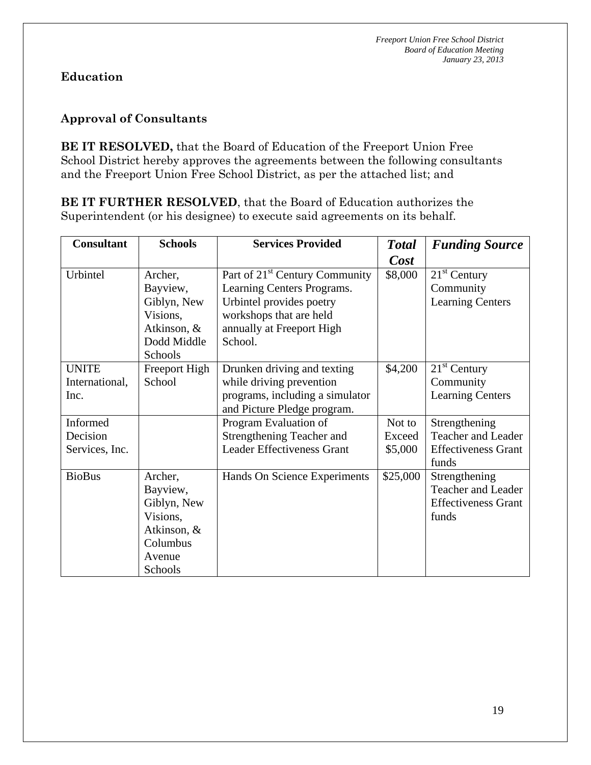## Education

### Approval of Consultants

**BE IT RESOLVED,** that the Board of Education of the Freeport Union Free School District hereby approves the agreements between the following consultants and the Freeport Union Free School District, as per the attached list; and

**BE IT FURTHER RESOLVED**, that the Board of Education authorizes the Superintendent (or his designee) to execute said agreements on its behalf.

| Consultant | Schools | Services Provided | ***Total Cost*** | ***Funding Source*** |
|---|---|---|---|---|
| Urbintel | Archer, Bayview, Giblyn, New Visions, Atkinson, & Dodd Middle Schools | Part of 21st Century Community Learning Centers Programs. Urbintel provides poetry workshops that are held annually at Freeport High School. | \$8,000 | 21st Century Community Learning Centers |
| UNITE International, Inc. | Freeport High School | Drunken driving and texting while driving prevention programs, including a simulator and Picture Pledge program. | \$4,200 | 21st Century Community Learning Centers |
| Informed Decision Services, Inc. | | Program Evaluation of Strengthening Teacher and Leader Effectiveness Grant | Not to Exceed \$5,000 | Strengthening Teacher and Leader Effectiveness Grant funds |
| BioBus | Archer, Bayview, Giblyn, New Visions, Atkinson, & Columbus Avenue Schools | Hands On Science Experiments | \$25,000 | Strengthening Teacher and Leader Effectiveness Grant funds |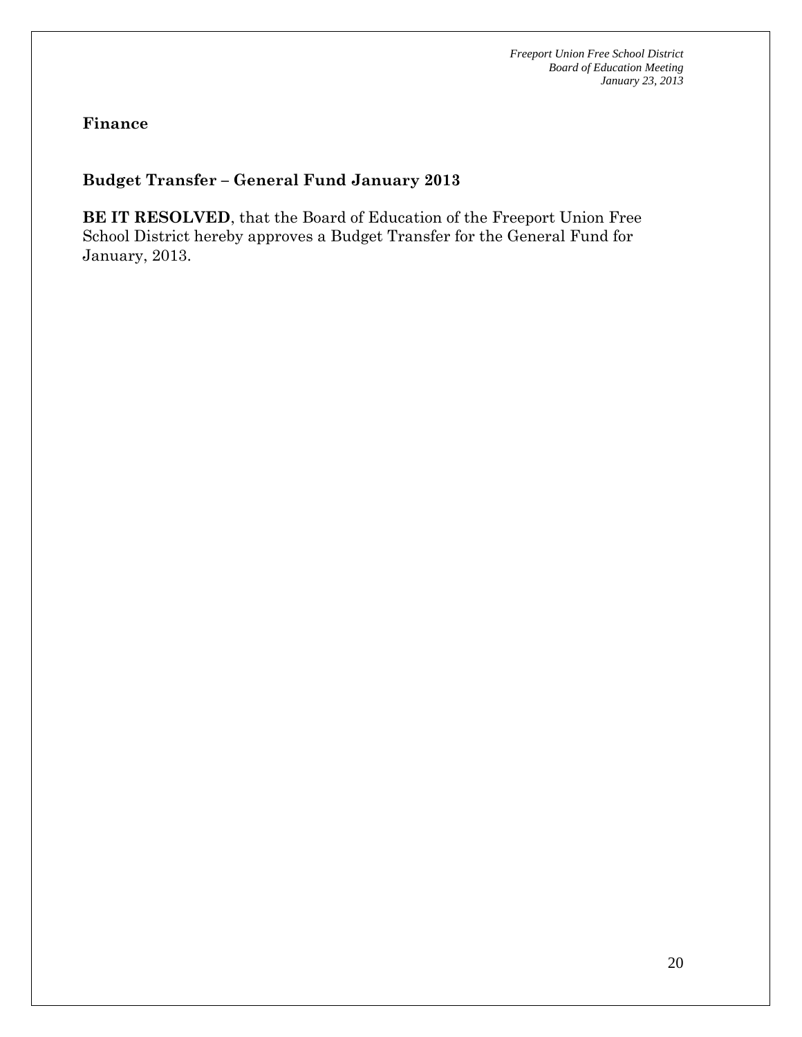## Finance

### Budget Transfer – General Fund January 2013

**BE IT RESOLVED**, that the Board of Education of the Freeport Union Free School District hereby approves a Budget Transfer for the General Fund for January, 2013.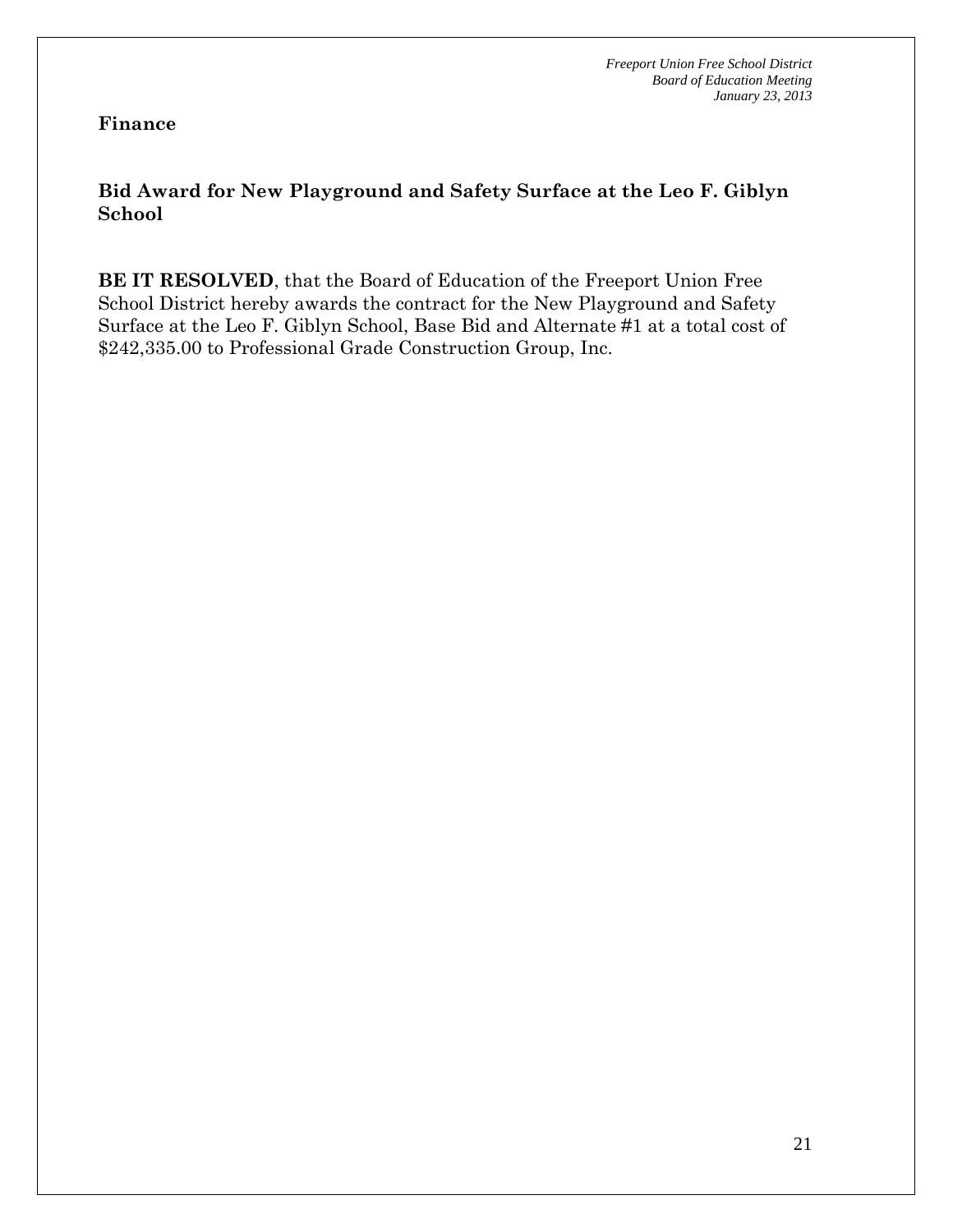**Finance**

**Bid Award for New Playground and Safety Surface at the Leo F. Giblyn School**

**BE IT RESOLVED**, that the Board of Education of the Freeport Union Free School District hereby awards the contract for the New Playground and Safety Surface at the Leo F. Giblyn School, Base Bid and Alternate #1 at a total cost of $242,335.00 to Professional Grade Construction Group, Inc.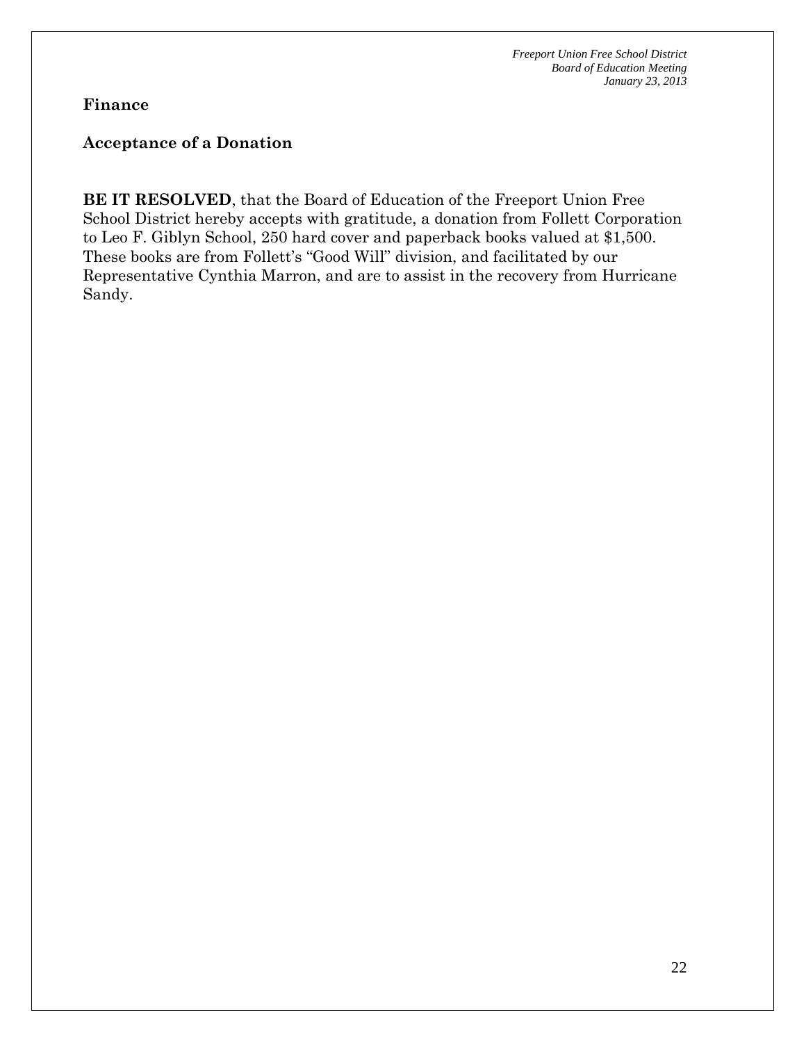**Finance**

**Acceptance of a Donation**

**BE IT RESOLVED**, that the Board of Education of the Freeport Union Free School District hereby accepts with gratitude, a donation from Follett Corporation to Leo F. Giblyn School, 250 hard cover and paperback books valued at $1,500. These books are from Follett's "Good Will" division, and facilitated by our Representative Cynthia Marron, and are to assist in the recovery from Hurricane Sandy.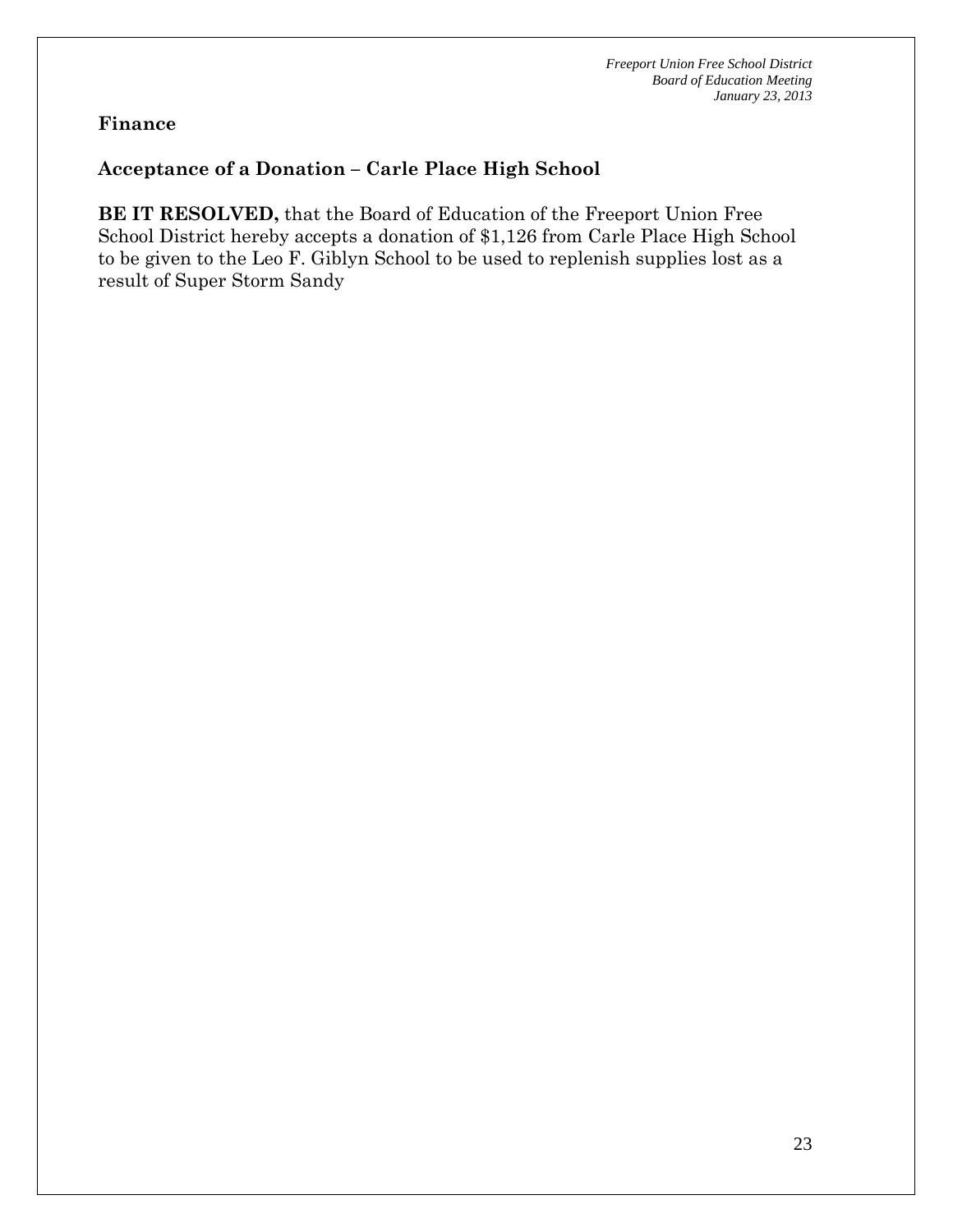## Finance

### Acceptance of a Donation – Carle Place High School

**BE IT RESOLVED,** that the Board of Education of the Freeport Union Free School District hereby accepts a donation of $1,126 from Carle Place High School to be given to the Leo F. Giblyn School to be used to replenish supplies lost as a result of Super Storm Sandy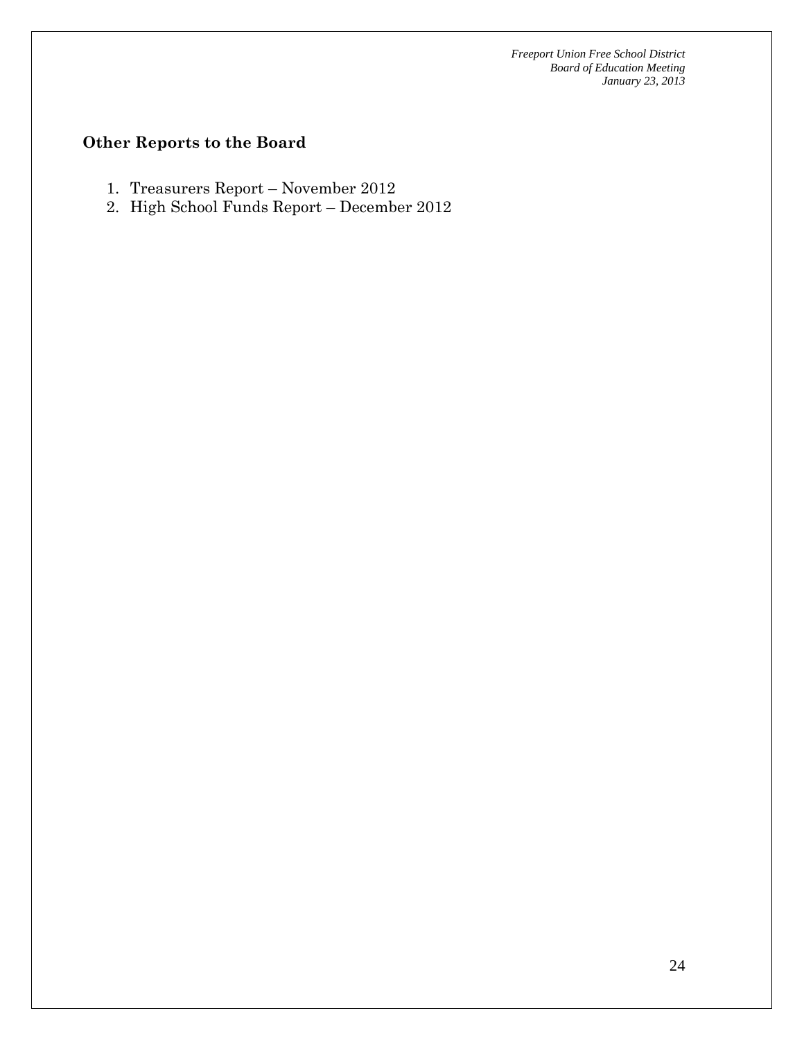## Other Reports to the Board

1. Treasurers Report – November 2012
2. High School Funds Report – December 2012